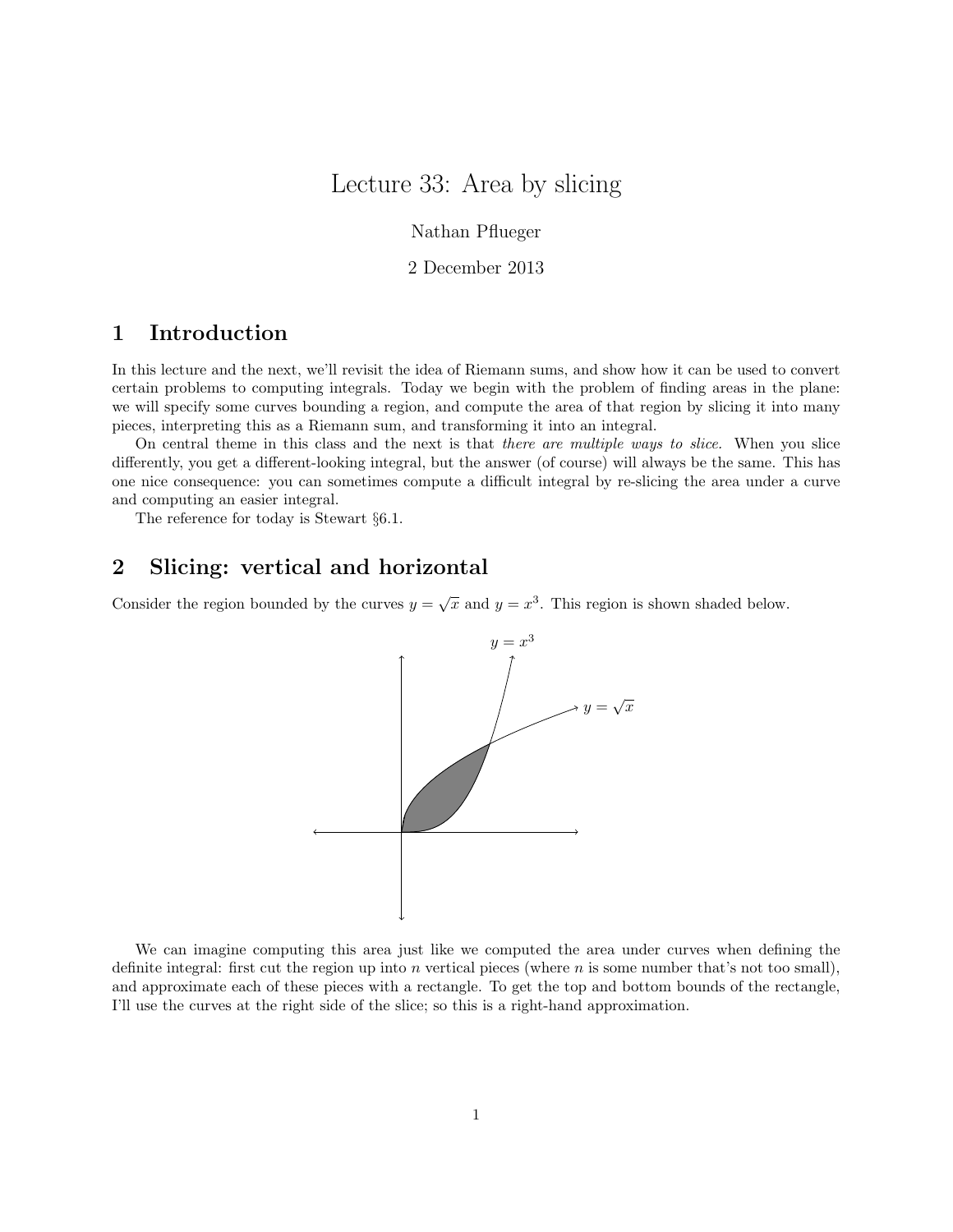# Lecture 33: Area by slicing

Nathan Pflueger

2 December 2013

## 1 Introduction

In this lecture and the next, we'll revisit the idea of Riemann sums, and show how it can be used to convert certain problems to computing integrals. Today we begin with the problem of finding areas in the plane: we will specify some curves bounding a region, and compute the area of that region by slicing it into many pieces, interpreting this as a Riemann sum, and transforming it into an integral.

On central theme in this class and the next is that *there are multiple ways to slice.* When you slice differently, you get a different-looking integral, but the answer (of course) will always be the same. This has one nice consequence: you can sometimes compute a difficult integral by re-slicing the area under a curve and computing an easier integral.

The reference for today is Stewart §6.1.

## 2 Slicing: vertical and horizontal

Consider the region bounded by the curves $y = \sqrt{x}$ and $y = x^3$. This region is shown shaded below.

We can imagine computing this area just like we computed the area under curves when defining the definite integral: first cut the region up into $n$ vertical pieces (where $n$ is some number that's not too small), and approximate each of these pieces with a rectangle. To get the top and bottom bounds of the rectangle, I'll use the curves at the right side of the slice; so this is a right-hand approximation.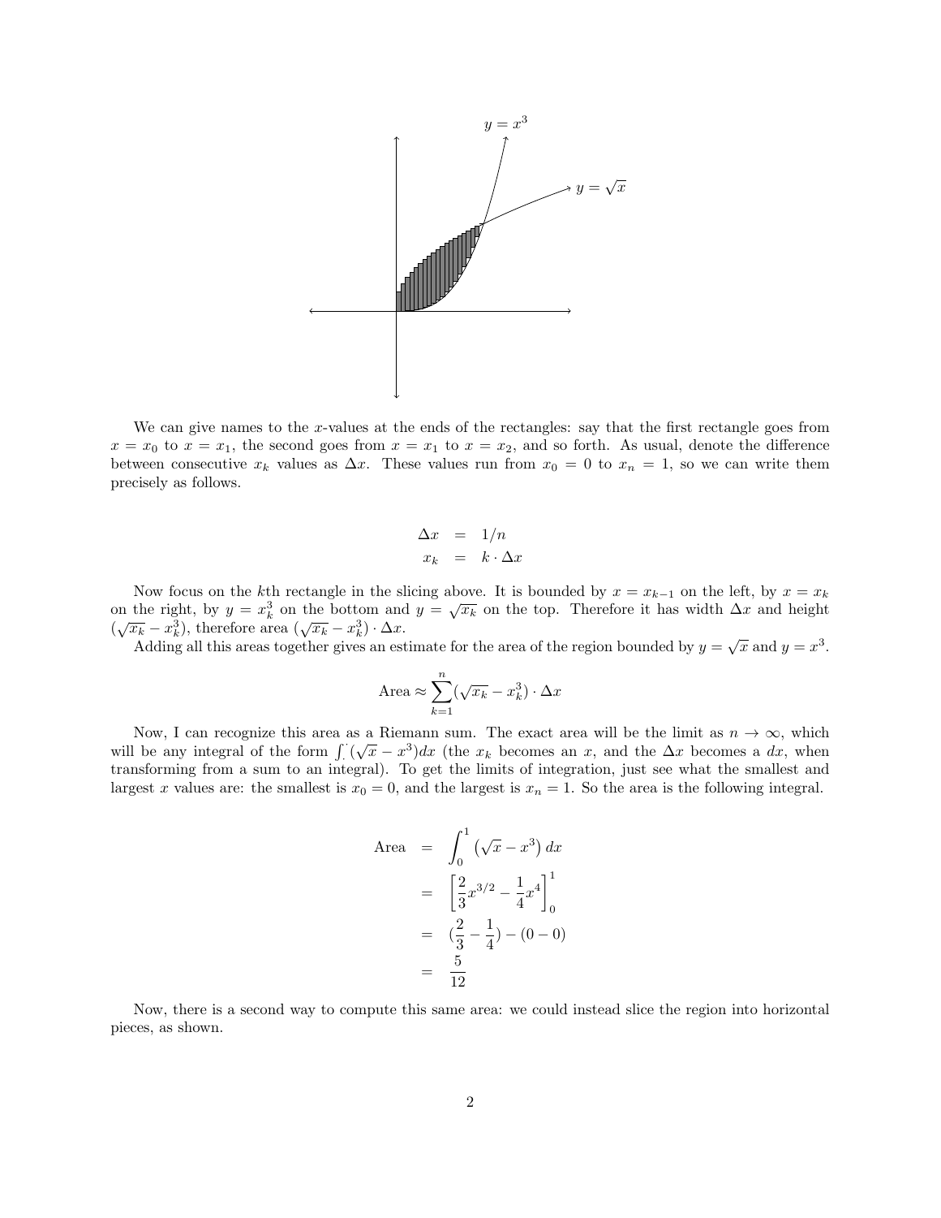We can give names to the $x$-values at the ends of the rectangles: say that the first rectangle goes from $x = x_0$ to $x = x_1$, the second goes from $x = x_1$ to $x = x_2$, and so forth. As usual, denote the difference between consecutive $x_k$ values as $\Delta x$. These values run from $x_0 = 0$ to $x_n = 1$, so we can write them precisely as follows.

$$
\begin{aligned}
\Delta x &= 1/n \\
x_k &= k \cdot \Delta x
\end{aligned}
$$

Now focus on the $k$th rectangle in the slicing above. It is bounded by $x = x_{k-1}$ on the left, by $x = x_k$ on the right, by $y = x_k^3$ on the bottom and $y = \sqrt{x_k}$ on the top. Therefore it has width $\Delta x$ and height $(\sqrt{x_k} - x_k^3)$, therefore area $(\sqrt{x_k} - x_k^3) \cdot \Delta x$.

Adding all this areas together gives an estimate for the area of the region bounded by $y = \sqrt{x}$ and $y = x^3$.

$$
\text{Area} \approx \sum_{k=1}^{n} (\sqrt{x_k} - x_k^3) \cdot \Delta x
$$

Now, I can recognize this area as a Riemann sum. The exact area will be the limit as $n \to \infty$, which will be any integral of the form $\int_{\cdot}^{\cdot} (\sqrt{x} - x^3) dx$ (the $x_k$ becomes an $x$, and the $\Delta x$ becomes a $dx$, when transforming from a sum to an integral). To get the limits of integration, just see what the smallest and largest $x$ values are: the smallest is $x_0 = 0$, and the largest is $x_n = 1$. So the area is the following integral.

$$
\begin{aligned}
\text{Area} &= \int_0^1 \left(\sqrt{x} - x^3\right) dx \\
&= \left[\frac{2}{3}x^{3/2} - \frac{1}{4}x^4\right]_0^1 \\
&= \left(\frac{2}{3} - \frac{1}{4}\right) - (0 - 0) \\
&= \frac{5}{12}
\end{aligned}
$$

Now, there is a second way to compute this same area: we could instead slice the region into horizontal pieces, as shown.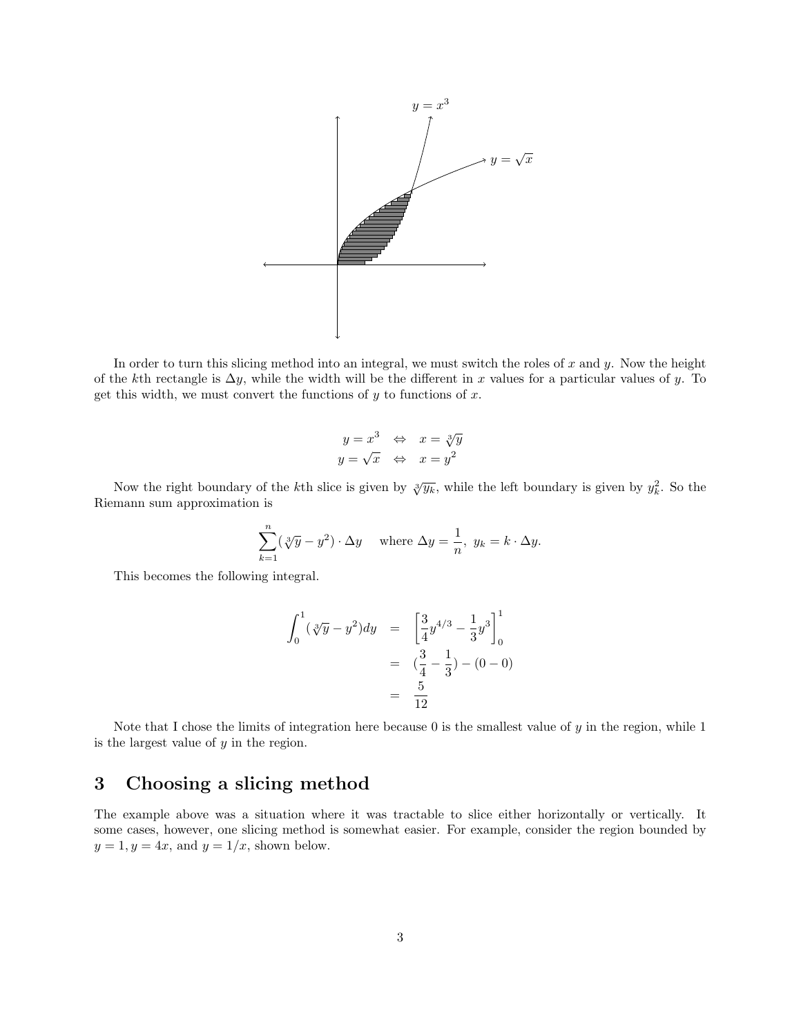In order to turn this slicing method into an integral, we must switch the roles of $x$ and $y$. Now the height of the $k$th rectangle is $\Delta y$, while the width will be the different in $x$ values for a particular values of $y$. To get this width, we must convert the functions of $y$ to functions of $x$.

$$
\begin{aligned}
y = x^3 &\quad\Leftrightarrow\quad x = \sqrt[3]{y} \\
y = \sqrt{x} &\quad\Leftrightarrow\quad x = y^2
\end{aligned}
$$

Now the right boundary of the $k$th slice is given by $\sqrt[3]{y_k}$, while the left boundary is given by $y_k^2$. So the Riemann sum approximation is

$$
\sum_{k=1}^{n} (\sqrt[3]{y} - y^2) \cdot \Delta y \quad \text{ where } \Delta y = \frac{1}{n},\ y_k = k \cdot \Delta y.
$$

This becomes the following integral.

$$
\begin{aligned}
\int_0^1 (\sqrt[3]{y} - y^2) dy &= \left[ \frac{3}{4} y^{4/3} - \frac{1}{3} y^3 \right]_0^1 \\
&= (\frac{3}{4} - \frac{1}{3}) - (0 - 0) \\
&= \frac{5}{12}
\end{aligned}
$$

Note that I chose the limits of integration here because 0 is the smallest value of $y$ in the region, while 1 is the largest value of $y$ in the region.

# 3 Choosing a slicing method

The example above was a situation where it was tractable to slice either horizontally or vertically. It some cases, however, one slicing method is somewhat easier. For example, consider the region bounded by $y = 1, y = 4x$, and $y = 1/x$, shown below.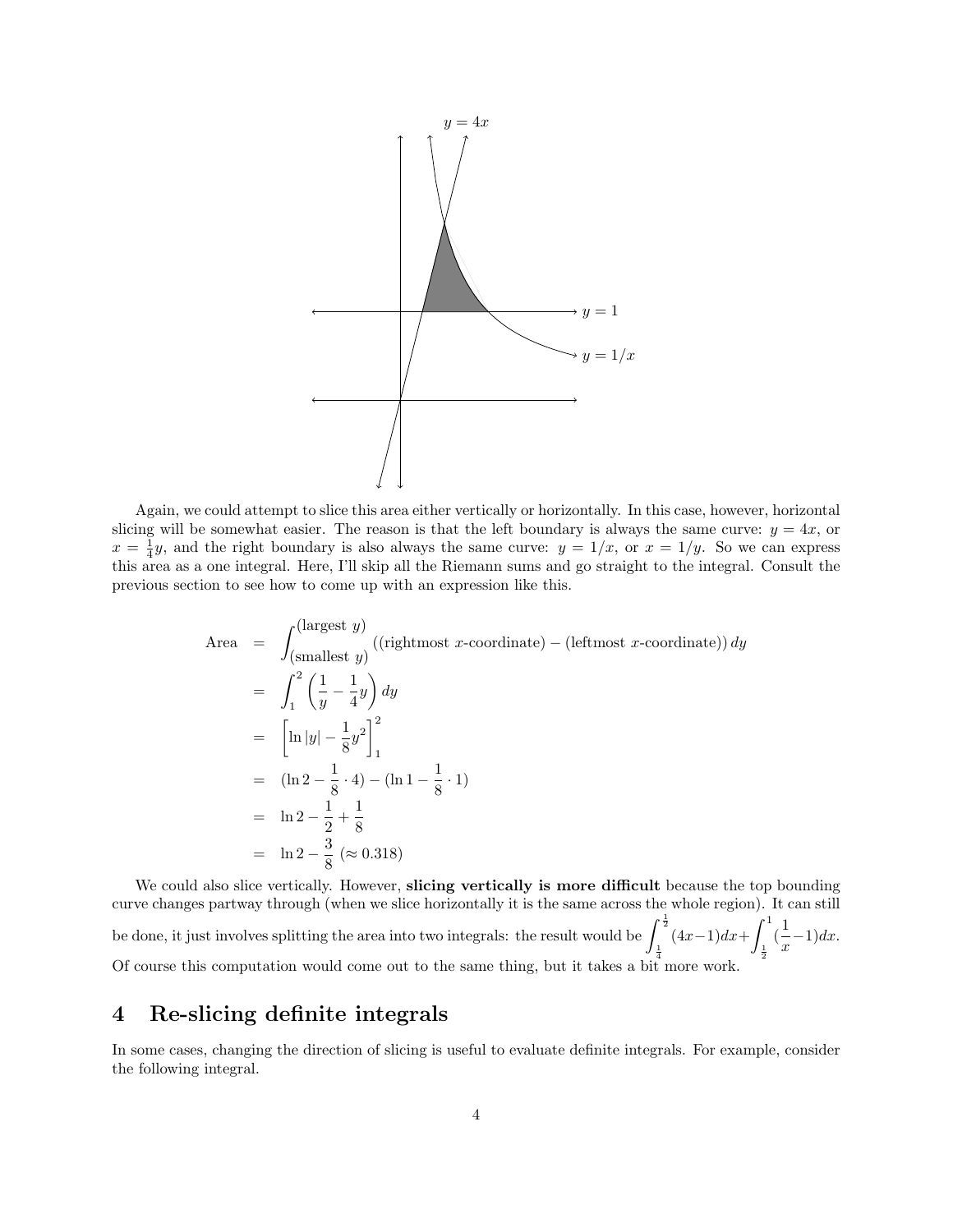Again, we could attempt to slice this area either vertically or horizontally. In this case, however, horizontal slicing will be somewhat easier. The reason is that the left boundary is always the same curve: $y = 4x$, or $x = \frac{1}{4}y$, and the right boundary is also always the same curve: $y = 1/x$, or $x = 1/y$. So we can express this area as a one integral. Here, I'll skip all the Riemann sums and go straight to the integral. Consult the previous section to see how to come up with an expression like this.

$$
\begin{aligned}
\text{Area} &= \int_{\text{(smallest } y)}^{\text{(largest } y)} \left((\text{rightmost } x\text{-coordinate}) - (\text{leftmost } x\text{-coordinate})\right) dy \\
&= \int_1^2 \left(\frac{1}{y} - \frac{1}{4}y\right) dy \\
&= \left[\ln|y| - \frac{1}{8}y^2\right]_1^2 \\
&= (\ln 2 - \frac{1}{8} \cdot 4) - (\ln 1 - \frac{1}{8} \cdot 1) \\
&= \ln 2 - \frac{1}{2} + \frac{1}{8} \\
&= \ln 2 - \frac{3}{8} \ (\approx 0.318)
\end{aligned}
$$

We could also slice vertically. However, **slicing vertically is more difficult** because the top bounding curve changes partway through (when we slice horizontally it is the same across the whole region). It can still be done, it just involves splitting the area into two integrals: the result would be $\int_{\frac{1}{4}}^{\frac{1}{2}} (4x-1)dx + \int_{\frac{1}{2}}^{1} (\frac{1}{x} - 1)dx$. Of course this computation would come out to the same thing, but it takes a bit more work.

## 4 Re-slicing definite integrals

In some cases, changing the direction of slicing is useful to evaluate definite integrals. For example, consider the following integral.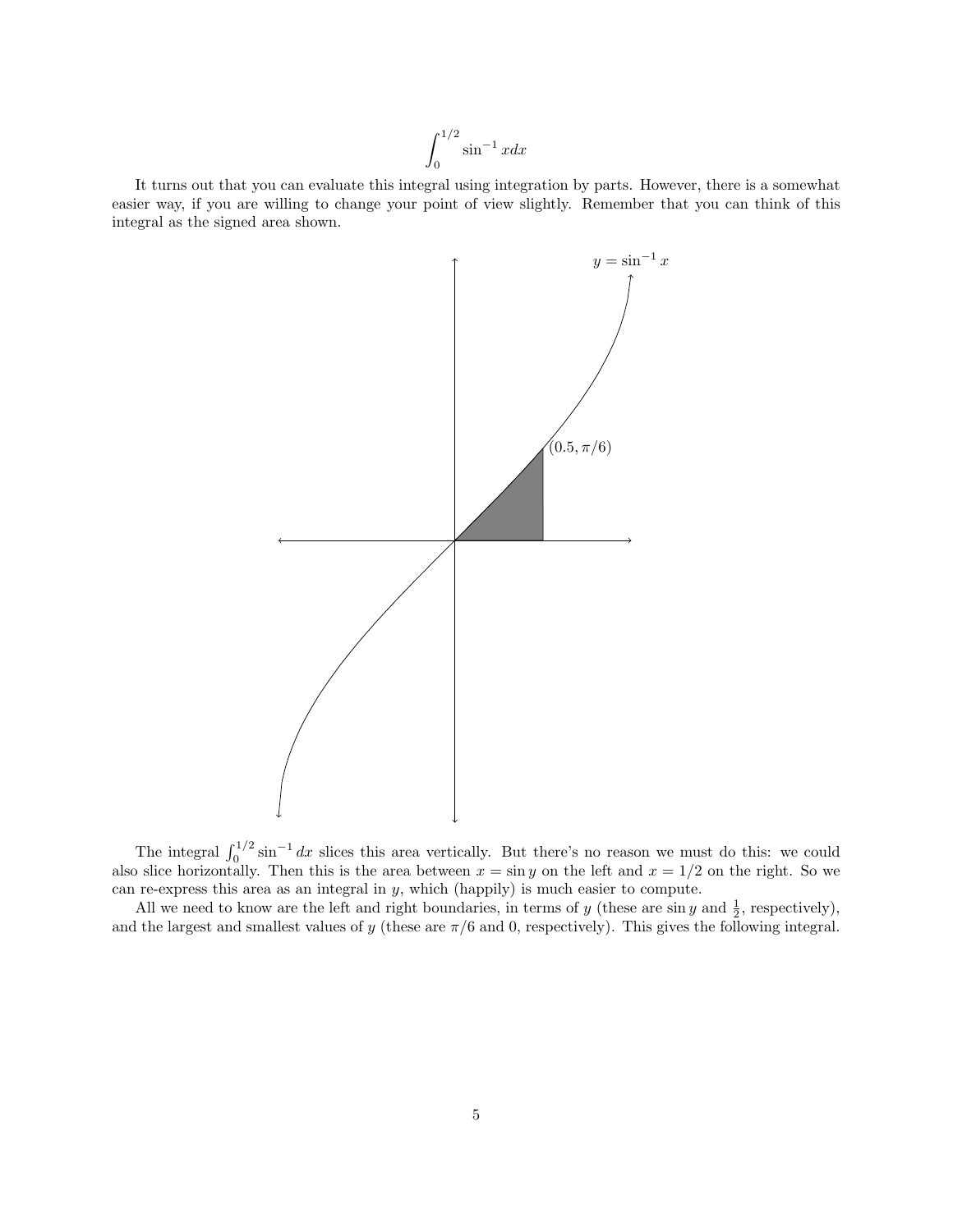$$\int_0^{1/2} \sin^{-1} x dx$$

It turns out that you can evaluate this integral using integration by parts. However, there is a somewhat easier way, if you are willing to change your point of view slightly. Remember that you can think of this integral as the signed area shown.

The integral $\int_0^{1/2} \sin^{-1} dx$ slices this area vertically. But there's no reason we must do this: we could also slice horizontally. Then this is the area between $x = \sin y$ on the left and $x = 1/2$ on the right. So we can re-express this area as an integral in $y$, which (happily) is much easier to compute.

All we need to know are the left and right boundaries, in terms of $y$ (these are $\sin y$ and $\frac{1}{2}$, respectively), and the largest and smallest values of $y$ (these are $\pi/6$ and 0, respectively). This gives the following integral.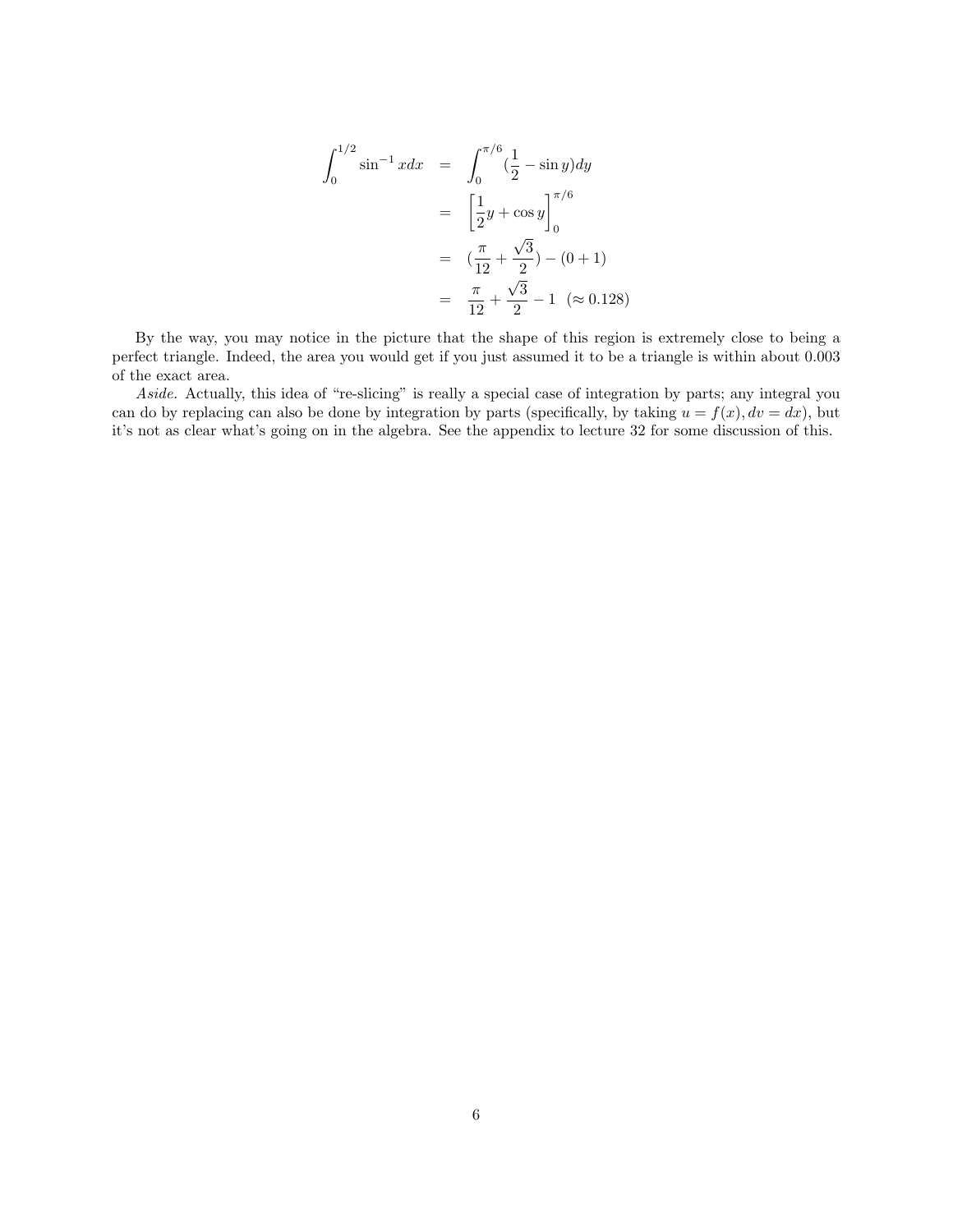$$
\begin{aligned}
\int_0^{1/2} \sin^{-1} x dx &= \int_0^{\pi/6} (\frac{1}{2} - \sin y) dy \\
&= \left[\frac{1}{2}y + \cos y\right]_0^{\pi/6} \\
&= (\frac{\pi}{12} + \frac{\sqrt{3}}{2}) - (0 + 1) \\
&= \frac{\pi}{12} + \frac{\sqrt{3}}{2} - 1 \quad (\approx 0.128)
\end{aligned}
$$

By the way, you may notice in the picture that the shape of this region is extremely close to being a perfect triangle. Indeed, the area you would get if you just assumed it to be a triangle is within about 0.003 of the exact area.

*Aside.* Actually, this idea of "re-slicing" is really a special case of integration by parts; any integral you can do by replacing can also be done by integration by parts (specifically, by taking $u = f(x), dv = dx$), but it's not as clear what's going on in the algebra. See the appendix to lecture 32 for some discussion of this.